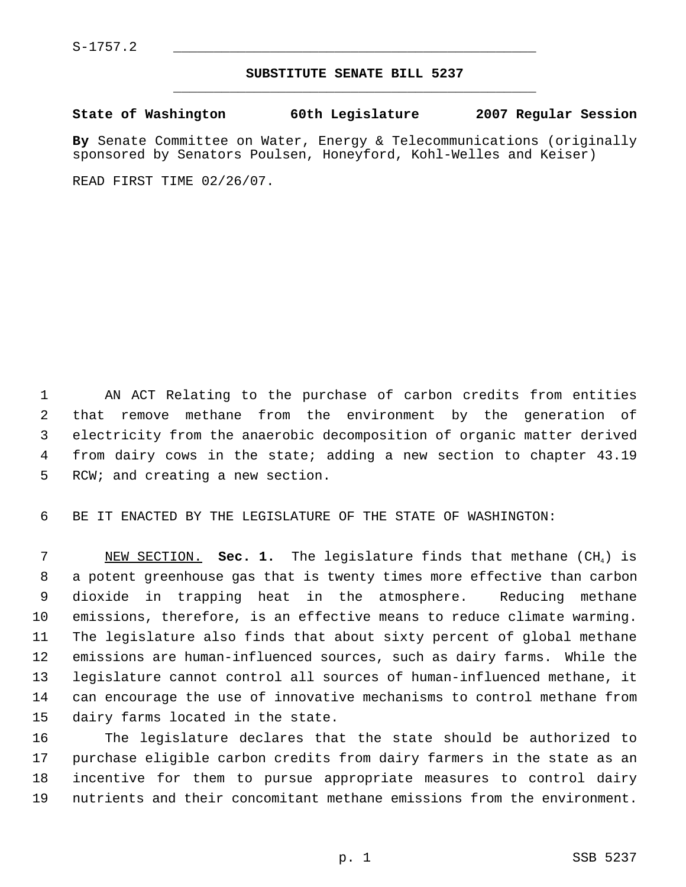S-1757.2

# SUBSTITUTE SENATE BILL 5237

**State of Washington 60th Legislature 2007 Regular Session**

**By** Senate Committee on Water, Energy & Telecommunications (originally sponsored by Senators Poulsen, Honeyford, Kohl-Welles and Keiser)

READ FIRST TIME 02/26/07.

AN ACT Relating to the purchase of carbon credits from entities that remove methane from the environment by the generation of electricity from the anaerobic decomposition of organic matter derived from dairy cows in the state; adding a new section to chapter 43.19 RCW; and creating a new section.

BE IT ENACTED BY THE LEGISLATURE OF THE STATE OF WASHINGTON:

NEW SECTION. **Sec. 1.** The legislature finds that methane ($CH_4$) is a potent greenhouse gas that is twenty times more effective than carbon dioxide in trapping heat in the atmosphere. Reducing methane emissions, therefore, is an effective means to reduce climate warming. The legislature also finds that about sixty percent of global methane emissions are human-influenced sources, such as dairy farms. While the legislature cannot control all sources of human-influenced methane, it can encourage the use of innovative mechanisms to control methane from dairy farms located in the state.

The legislature declares that the state should be authorized to purchase eligible carbon credits from dairy farmers in the state as an incentive for them to pursue appropriate measures to control dairy nutrients and their concomitant methane emissions from the environment.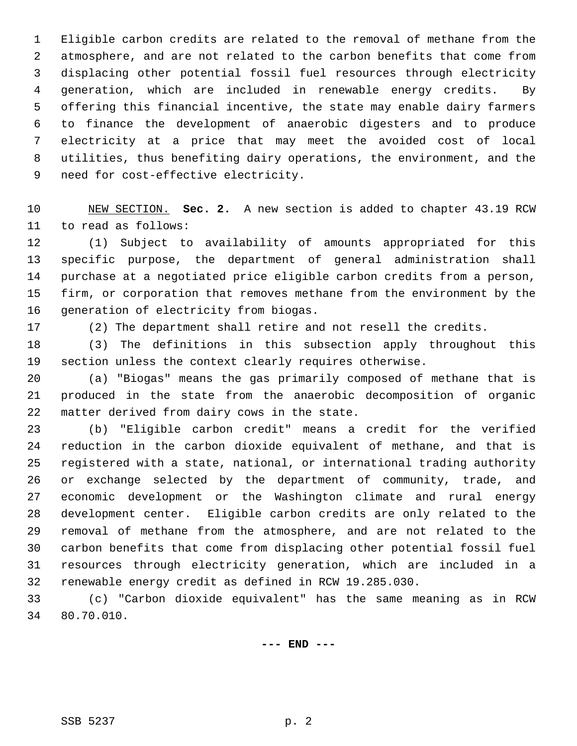Eligible carbon credits are related to the removal of methane from the atmosphere, and are not related to the carbon benefits that come from displacing other potential fossil fuel resources through electricity generation, which are included in renewable energy credits. By offering this financial incentive, the state may enable dairy farmers to finance the development of anaerobic digesters and to produce electricity at a price that may meet the avoided cost of local utilities, thus benefiting dairy operations, the environment, and the need for cost-effective electricity.

NEW SECTION. **Sec. 2.** A new section is added to chapter 43.19 RCW to read as follows:

(1) Subject to availability of amounts appropriated for this specific purpose, the department of general administration shall purchase at a negotiated price eligible carbon credits from a person, firm, or corporation that removes methane from the environment by the generation of electricity from biogas.

(2) The department shall retire and not resell the credits.

(3) The definitions in this subsection apply throughout this section unless the context clearly requires otherwise.

(a) "Biogas" means the gas primarily composed of methane that is produced in the state from the anaerobic decomposition of organic matter derived from dairy cows in the state.

(b) "Eligible carbon credit" means a credit for the verified reduction in the carbon dioxide equivalent of methane, and that is registered with a state, national, or international trading authority or exchange selected by the department of community, trade, and economic development or the Washington climate and rural energy development center. Eligible carbon credits are only related to the removal of methane from the atmosphere, and are not related to the carbon benefits that come from displacing other potential fossil fuel resources through electricity generation, which are included in a renewable energy credit as defined in RCW 19.285.030.

(c) "Carbon dioxide equivalent" has the same meaning as in RCW 80.70.010.

**--- END ---**